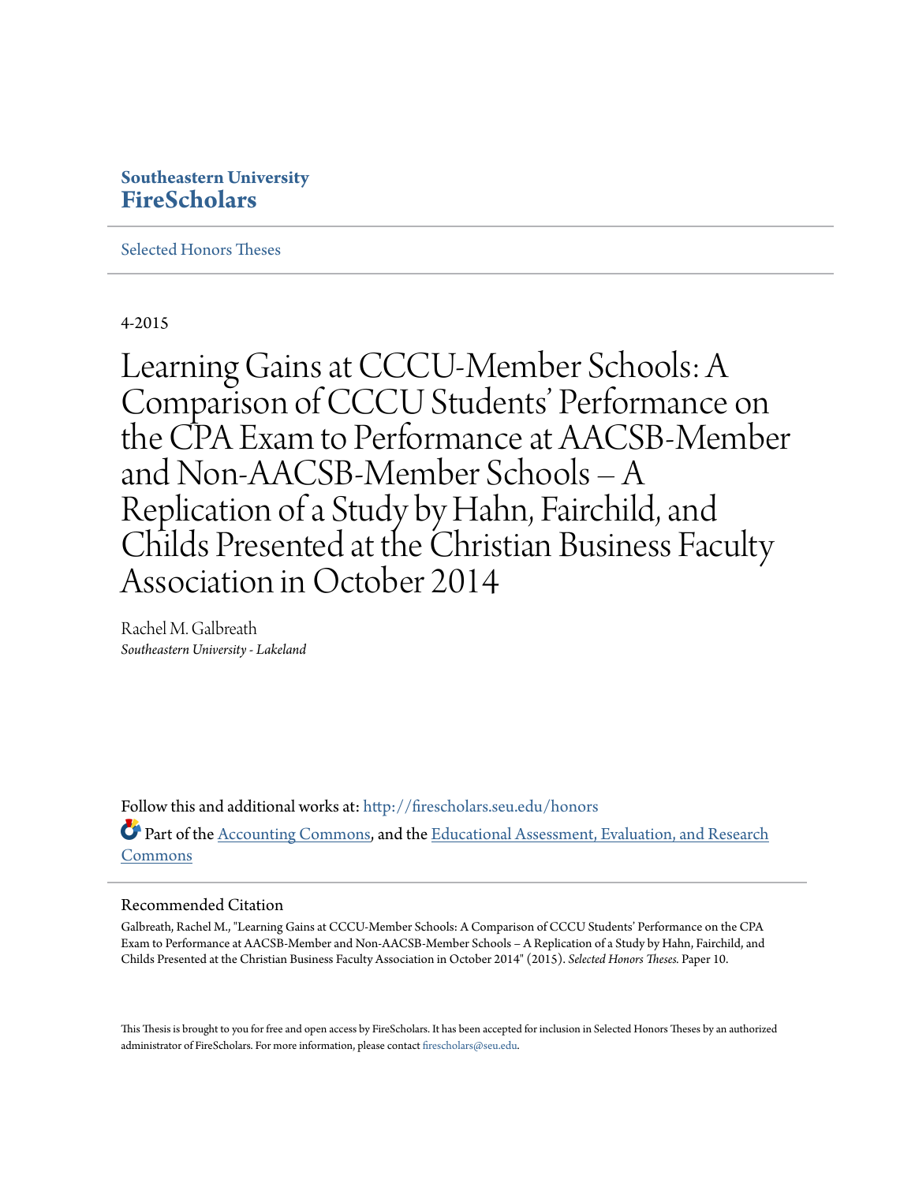**Southeastern University**
**FireScholars**

Selected Honors Theses

4-2015

# Learning Gains at CCCU-Member Schools: A Comparison of CCCU Students' Performance on the CPA Exam to Performance at AACSB-Member and Non-AACSB-Member Schools – A Replication of a Study by Hahn, Fairchild, and Childs Presented at the Christian Business Faculty Association in October 2014

Rachel M. Galbreath
*Southeastern University - Lakeland*

Follow this and additional works at: http://firescholars.seu.edu/honors

Part of the Accounting Commons, and the Educational Assessment, Evaluation, and Research Commons

## Recommended Citation

Galbreath, Rachel M., "Learning Gains at CCCU-Member Schools: A Comparison of CCCU Students' Performance on the CPA Exam to Performance at AACSB-Member and Non-AACSB-Member Schools – A Replication of a Study by Hahn, Fairchild, and Childs Presented at the Christian Business Faculty Association in October 2014" (2015). *Selected Honors Theses.* Paper 10.

This Thesis is brought to you for free and open access by FireScholars. It has been accepted for inclusion in Selected Honors Theses by an authorized administrator of FireScholars. For more information, please contact firescholars@seu.edu.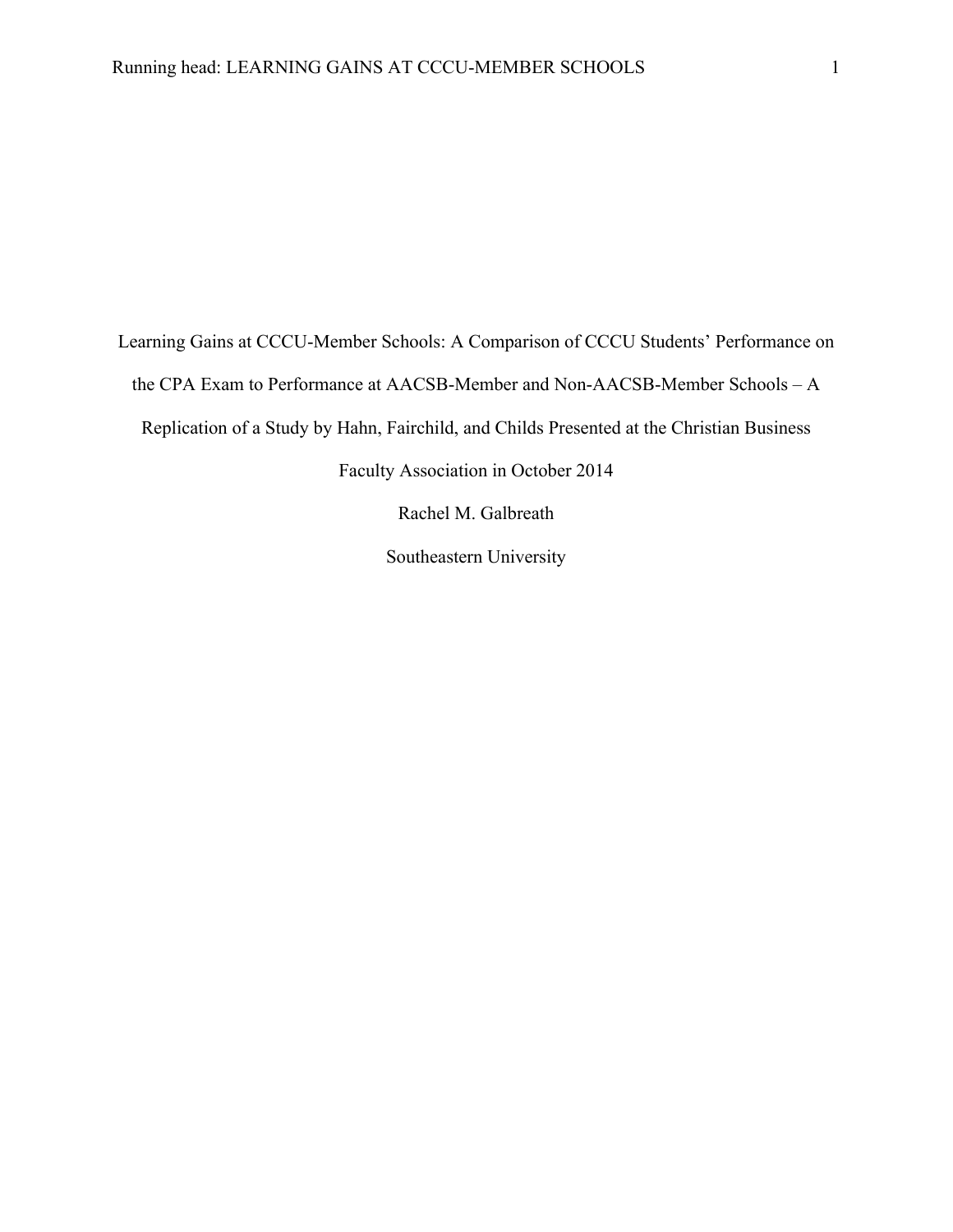# Learning Gains at CCCU-Member Schools: A Comparison of CCCU Students' Performance on the CPA Exam to Performance at AACSB-Member and Non-AACSB-Member Schools – A Replication of a Study by Hahn, Fairchild, and Childs Presented at the Christian Business Faculty Association in October 2014

Rachel M. Galbreath

Southeastern University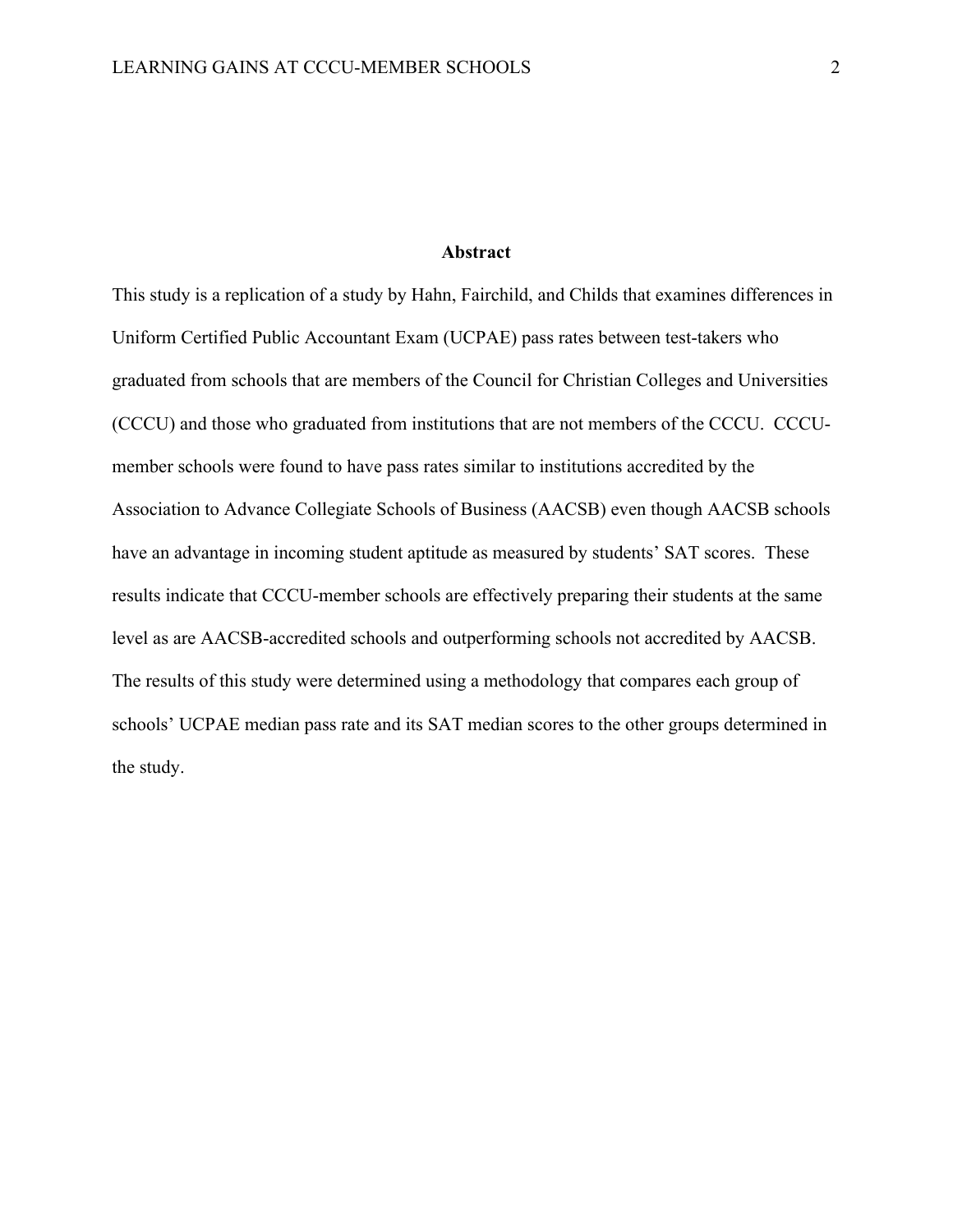## Abstract

This study is a replication of a study by Hahn, Fairchild, and Childs that examines differences in Uniform Certified Public Accountant Exam (UCPAE) pass rates between test-takers who graduated from schools that are members of the Council for Christian Colleges and Universities (CCCU) and those who graduated from institutions that are not members of the CCCU. CCCU-member schools were found to have pass rates similar to institutions accredited by the Association to Advance Collegiate Schools of Business (AACSB) even though AACSB schools have an advantage in incoming student aptitude as measured by students' SAT scores. These results indicate that CCCU-member schools are effectively preparing their students at the same level as are AACSB-accredited schools and outperforming schools not accredited by AACSB. The results of this study were determined using a methodology that compares each group of schools' UCPAE median pass rate and its SAT median scores to the other groups determined in the study.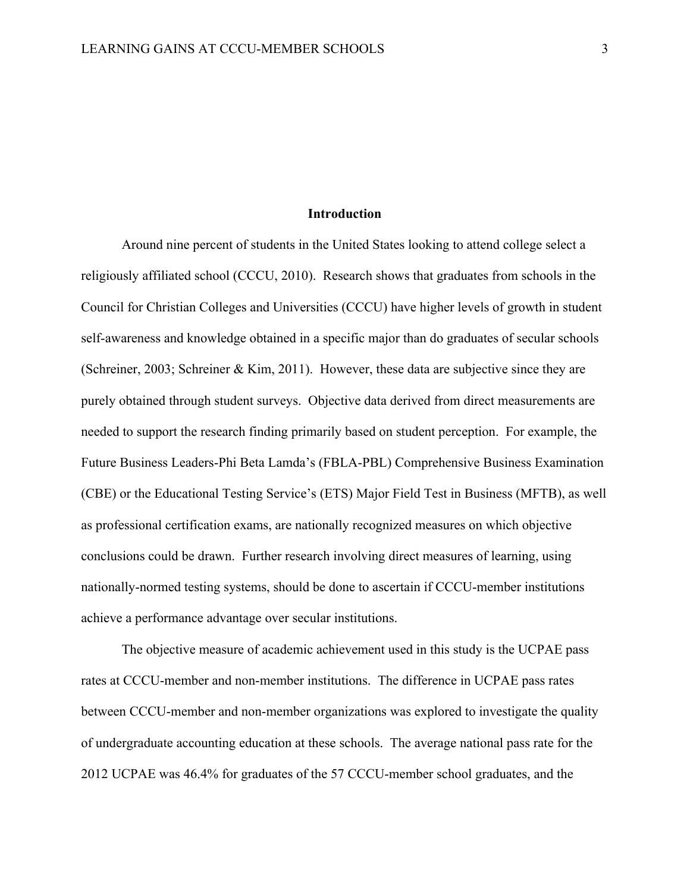## Introduction

Around nine percent of students in the United States looking to attend college select a religiously affiliated school (CCCU, 2010). Research shows that graduates from schools in the Council for Christian Colleges and Universities (CCCU) have higher levels of growth in student self-awareness and knowledge obtained in a specific major than do graduates of secular schools (Schreiner, 2003; Schreiner & Kim, 2011). However, these data are subjective since they are purely obtained through student surveys. Objective data derived from direct measurements are needed to support the research finding primarily based on student perception. For example, the Future Business Leaders-Phi Beta Lamda's (FBLA-PBL) Comprehensive Business Examination (CBE) or the Educational Testing Service's (ETS) Major Field Test in Business (MFTB), as well as professional certification exams, are nationally recognized measures on which objective conclusions could be drawn. Further research involving direct measures of learning, using nationally-normed testing systems, should be done to ascertain if CCCU-member institutions achieve a performance advantage over secular institutions.

The objective measure of academic achievement used in this study is the UCPAE pass rates at CCCU-member and non-member institutions. The difference in UCPAE pass rates between CCCU-member and non-member organizations was explored to investigate the quality of undergraduate accounting education at these schools. The average national pass rate for the 2012 UCPAE was 46.4% for graduates of the 57 CCCU-member school graduates, and the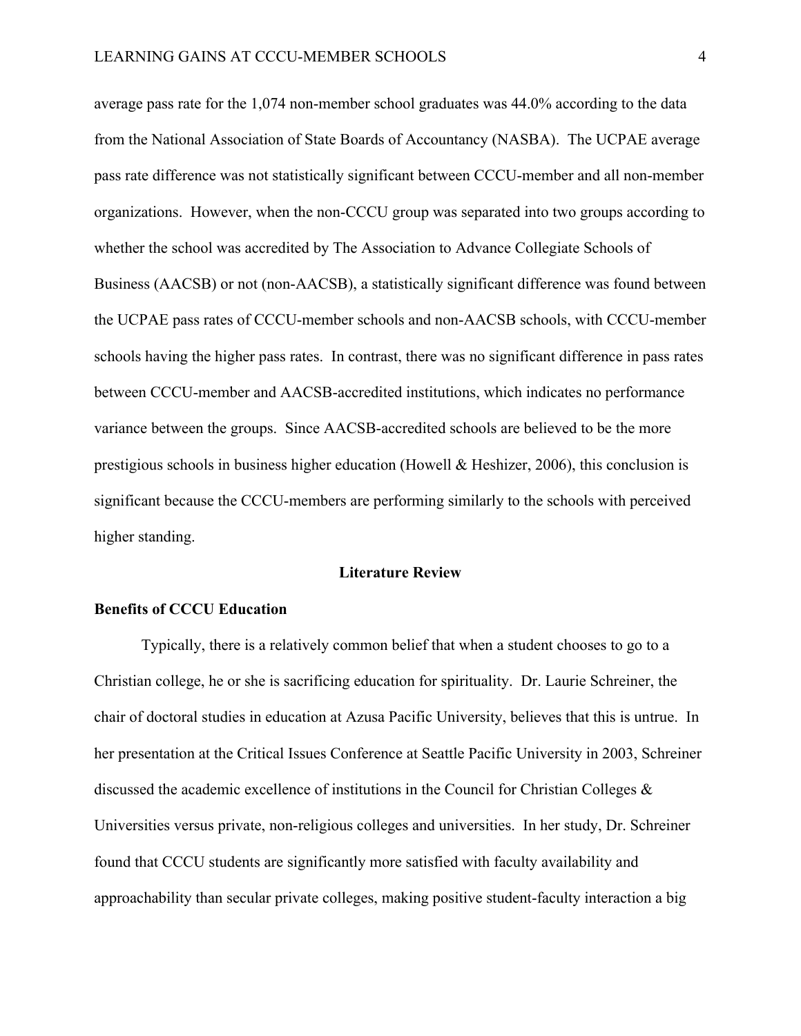average pass rate for the 1,074 non-member school graduates was 44.0% according to the data from the National Association of State Boards of Accountancy (NASBA). The UCPAE average pass rate difference was not statistically significant between CCCU-member and all non-member organizations. However, when the non-CCCU group was separated into two groups according to whether the school was accredited by The Association to Advance Collegiate Schools of Business (AACSB) or not (non-AACSB), a statistically significant difference was found between the UCPAE pass rates of CCCU-member schools and non-AACSB schools, with CCCU-member schools having the higher pass rates. In contrast, there was no significant difference in pass rates between CCCU-member and AACSB-accredited institutions, which indicates no performance variance between the groups. Since AACSB-accredited schools are believed to be the more prestigious schools in business higher education (Howell & Heshizer, 2006), this conclusion is significant because the CCCU-members are performing similarly to the schools with perceived higher standing.

## Literature Review

### Benefits of CCCU Education

Typically, there is a relatively common belief that when a student chooses to go to a Christian college, he or she is sacrificing education for spirituality. Dr. Laurie Schreiner, the chair of doctoral studies in education at Azusa Pacific University, believes that this is untrue. In her presentation at the Critical Issues Conference at Seattle Pacific University in 2003, Schreiner discussed the academic excellence of institutions in the Council for Christian Colleges & Universities versus private, non-religious colleges and universities. In her study, Dr. Schreiner found that CCCU students are significantly more satisfied with faculty availability and approachability than secular private colleges, making positive student-faculty interaction a big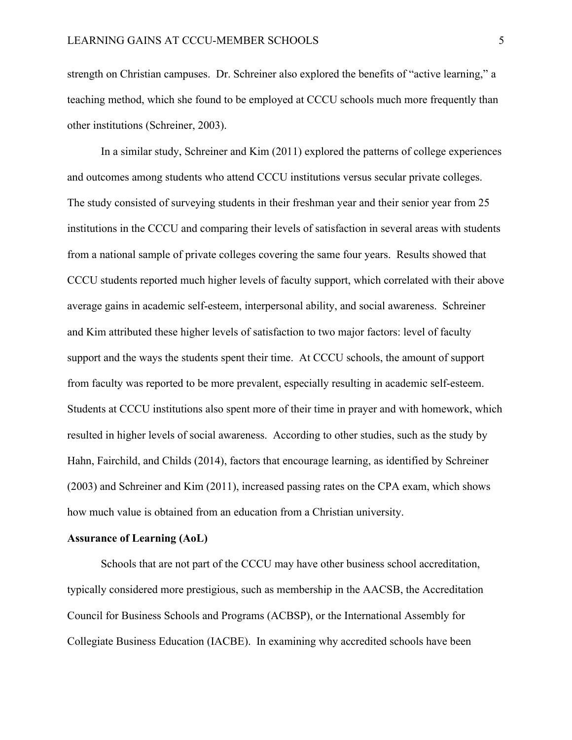strength on Christian campuses. Dr. Schreiner also explored the benefits of "active learning," a teaching method, which she found to be employed at CCCU schools much more frequently than other institutions (Schreiner, 2003).

In a similar study, Schreiner and Kim (2011) explored the patterns of college experiences and outcomes among students who attend CCCU institutions versus secular private colleges. The study consisted of surveying students in their freshman year and their senior year from 25 institutions in the CCCU and comparing their levels of satisfaction in several areas with students from a national sample of private colleges covering the same four years. Results showed that CCCU students reported much higher levels of faculty support, which correlated with their above average gains in academic self-esteem, interpersonal ability, and social awareness. Schreiner and Kim attributed these higher levels of satisfaction to two major factors: level of faculty support and the ways the students spent their time. At CCCU schools, the amount of support from faculty was reported to be more prevalent, especially resulting in academic self-esteem. Students at CCCU institutions also spent more of their time in prayer and with homework, which resulted in higher levels of social awareness. According to other studies, such as the study by Hahn, Fairchild, and Childs (2014), factors that encourage learning, as identified by Schreiner (2003) and Schreiner and Kim (2011), increased passing rates on the CPA exam, which shows how much value is obtained from an education from a Christian university.

**Assurance of Learning (AoL)**

Schools that are not part of the CCCU may have other business school accreditation, typically considered more prestigious, such as membership in the AACSB, the Accreditation Council for Business Schools and Programs (ACBSP), or the International Assembly for Collegiate Business Education (IACBE). In examining why accredited schools have been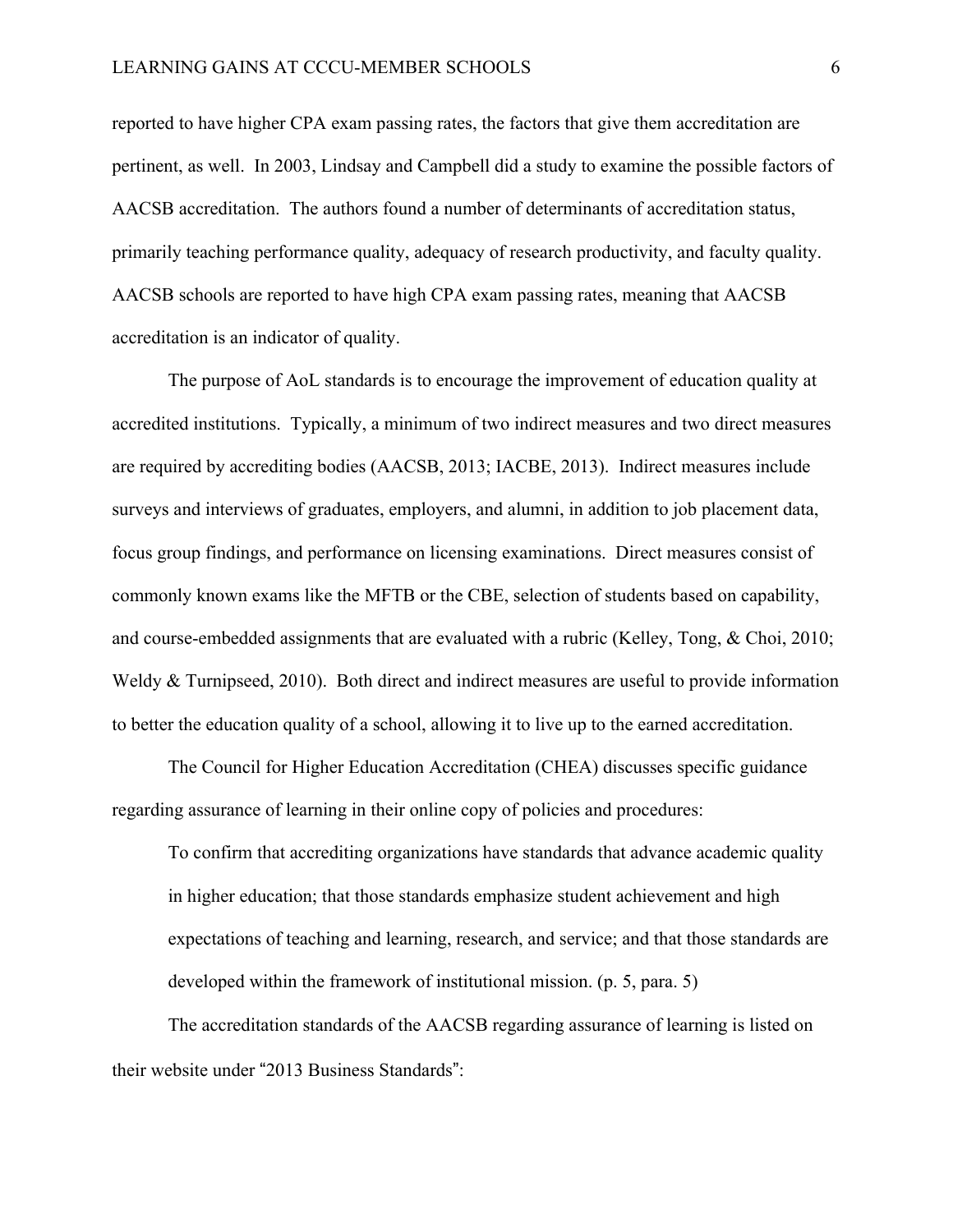reported to have higher CPA exam passing rates, the factors that give them accreditation are pertinent, as well. In 2003, Lindsay and Campbell did a study to examine the possible factors of AACSB accreditation. The authors found a number of determinants of accreditation status, primarily teaching performance quality, adequacy of research productivity, and faculty quality. AACSB schools are reported to have high CPA exam passing rates, meaning that AACSB accreditation is an indicator of quality.

The purpose of AoL standards is to encourage the improvement of education quality at accredited institutions. Typically, a minimum of two indirect measures and two direct measures are required by accrediting bodies (AACSB, 2013; IACBE, 2013). Indirect measures include surveys and interviews of graduates, employers, and alumni, in addition to job placement data, focus group findings, and performance on licensing examinations. Direct measures consist of commonly known exams like the MFTB or the CBE, selection of students based on capability, and course-embedded assignments that are evaluated with a rubric (Kelley, Tong, & Choi, 2010; Weldy & Turnipseed, 2010). Both direct and indirect measures are useful to provide information to better the education quality of a school, allowing it to live up to the earned accreditation.

The Council for Higher Education Accreditation (CHEA) discusses specific guidance regarding assurance of learning in their online copy of policies and procedures:

> To confirm that accrediting organizations have standards that advance academic quality in higher education; that those standards emphasize student achievement and high expectations of teaching and learning, research, and service; and that those standards are developed within the framework of institutional mission. (p. 5, para. 5)

The accreditation standards of the AACSB regarding assurance of learning is listed on their website under "2013 Business Standards":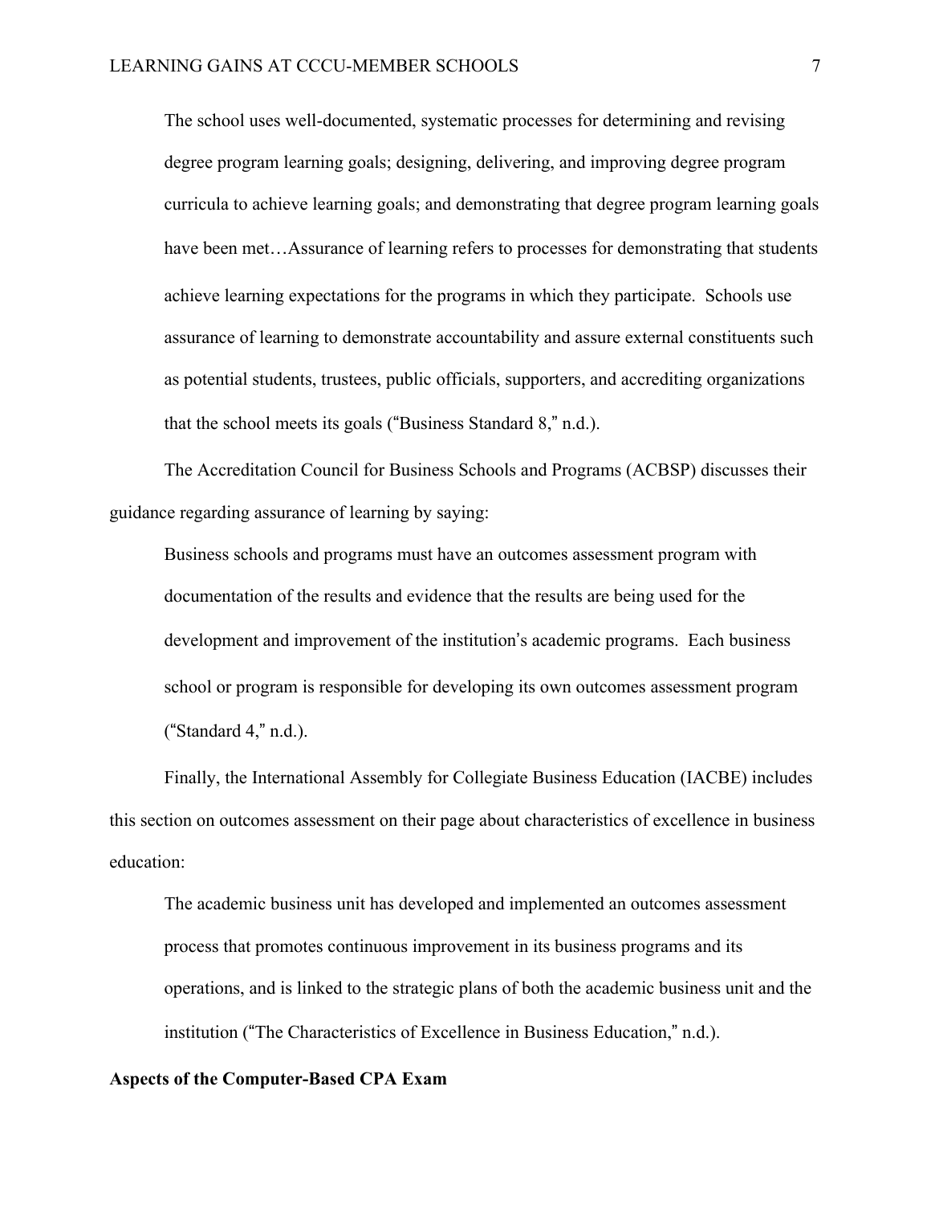> The school uses well-documented, systematic processes for determining and revising degree program learning goals; designing, delivering, and improving degree program curricula to achieve learning goals; and demonstrating that degree program learning goals have been met…Assurance of learning refers to processes for demonstrating that students achieve learning expectations for the programs in which they participate. Schools use assurance of learning to demonstrate accountability and assure external constituents such as potential students, trustees, public officials, supporters, and accrediting organizations that the school meets its goals ("Business Standard 8," n.d.).

The Accreditation Council for Business Schools and Programs (ACBSP) discusses their guidance regarding assurance of learning by saying:

> Business schools and programs must have an outcomes assessment program with documentation of the results and evidence that the results are being used for the development and improvement of the institution's academic programs. Each business school or program is responsible for developing its own outcomes assessment program ("Standard 4," n.d.).

Finally, the International Assembly for Collegiate Business Education (IACBE) includes this section on outcomes assessment on their page about characteristics of excellence in business education:

> The academic business unit has developed and implemented an outcomes assessment process that promotes continuous improvement in its business programs and its operations, and is linked to the strategic plans of both the academic business unit and the institution ("The Characteristics of Excellence in Business Education," n.d.).

**Aspects of the Computer-Based CPA Exam**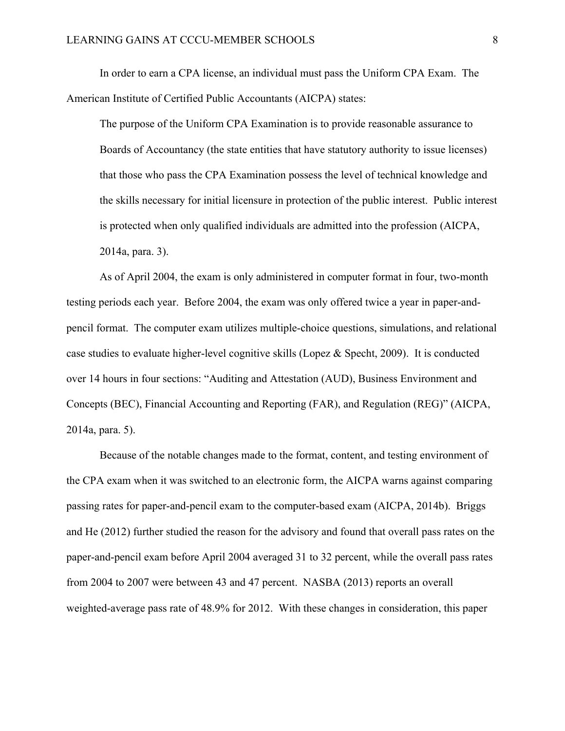In order to earn a CPA license, an individual must pass the Uniform CPA Exam. The American Institute of Certified Public Accountants (AICPA) states:

> The purpose of the Uniform CPA Examination is to provide reasonable assurance to Boards of Accountancy (the state entities that have statutory authority to issue licenses) that those who pass the CPA Examination possess the level of technical knowledge and the skills necessary for initial licensure in protection of the public interest. Public interest is protected when only qualified individuals are admitted into the profession (AICPA, 2014a, para. 3).

As of April 2004, the exam is only administered in computer format in four, two-month testing periods each year. Before 2004, the exam was only offered twice a year in paper-and-pencil format. The computer exam utilizes multiple-choice questions, simulations, and relational case studies to evaluate higher-level cognitive skills (Lopez & Specht, 2009). It is conducted over 14 hours in four sections: "Auditing and Attestation (AUD), Business Environment and Concepts (BEC), Financial Accounting and Reporting (FAR), and Regulation (REG)" (AICPA, 2014a, para. 5).

Because of the notable changes made to the format, content, and testing environment of the CPA exam when it was switched to an electronic form, the AICPA warns against comparing passing rates for paper-and-pencil exam to the computer-based exam (AICPA, 2014b). Briggs and He (2012) further studied the reason for the advisory and found that overall pass rates on the paper-and-pencil exam before April 2004 averaged 31 to 32 percent, while the overall pass rates from 2004 to 2007 were between 43 and 47 percent. NASBA (2013) reports an overall weighted-average pass rate of 48.9% for 2012. With these changes in consideration, this paper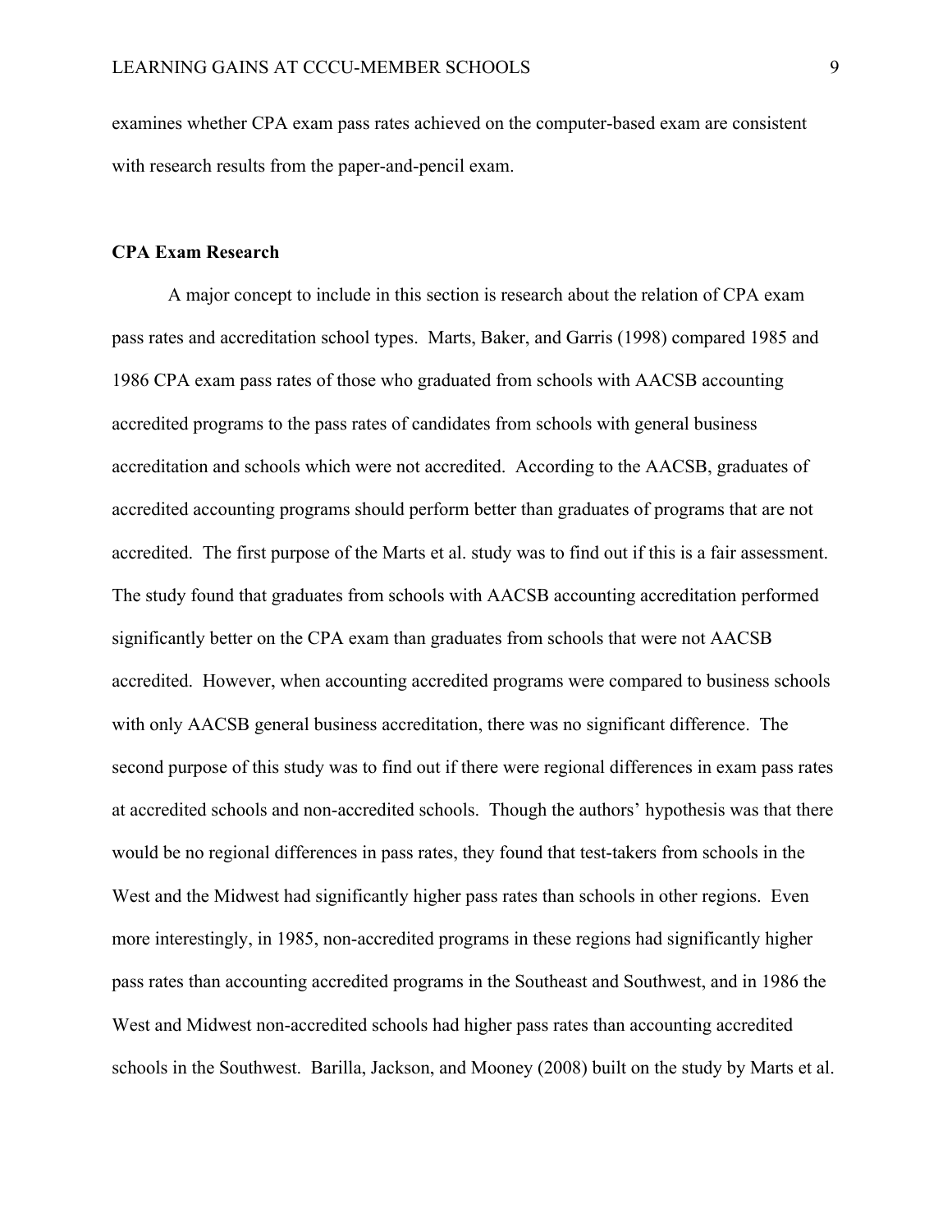examines whether CPA exam pass rates achieved on the computer-based exam are consistent with research results from the paper-and-pencil exam.

**CPA Exam Research**

A major concept to include in this section is research about the relation of CPA exam pass rates and accreditation school types. Marts, Baker, and Garris (1998) compared 1985 and 1986 CPA exam pass rates of those who graduated from schools with AACSB accounting accredited programs to the pass rates of candidates from schools with general business accreditation and schools which were not accredited. According to the AACSB, graduates of accredited accounting programs should perform better than graduates of programs that are not accredited. The first purpose of the Marts et al. study was to find out if this is a fair assessment. The study found that graduates from schools with AACSB accounting accreditation performed significantly better on the CPA exam than graduates from schools that were not AACSB accredited. However, when accounting accredited programs were compared to business schools with only AACSB general business accreditation, there was no significant difference. The second purpose of this study was to find out if there were regional differences in exam pass rates at accredited schools and non-accredited schools. Though the authors' hypothesis was that there would be no regional differences in pass rates, they found that test-takers from schools in the West and the Midwest had significantly higher pass rates than schools in other regions. Even more interestingly, in 1985, non-accredited programs in these regions had significantly higher pass rates than accounting accredited programs in the Southeast and Southwest, and in 1986 the West and Midwest non-accredited schools had higher pass rates than accounting accredited schools in the Southwest. Barilla, Jackson, and Mooney (2008) built on the study by Marts et al.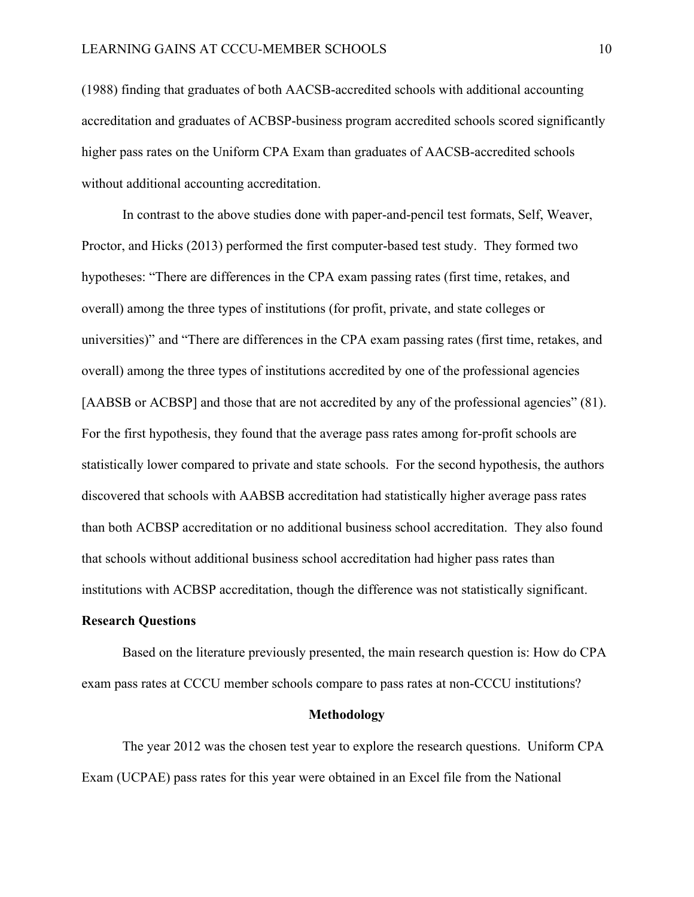(1988) finding that graduates of both AACSB-accredited schools with additional accounting accreditation and graduates of ACBSP-business program accredited schools scored significantly higher pass rates on the Uniform CPA Exam than graduates of AACSB-accredited schools without additional accounting accreditation.

In contrast to the above studies done with paper-and-pencil test formats, Self, Weaver, Proctor, and Hicks (2013) performed the first computer-based test study. They formed two hypotheses: "There are differences in the CPA exam passing rates (first time, retakes, and overall) among the three types of institutions (for profit, private, and state colleges or universities)" and "There are differences in the CPA exam passing rates (first time, retakes, and overall) among the three types of institutions accredited by one of the professional agencies [AABSB or ACBSP] and those that are not accredited by any of the professional agencies" (81). For the first hypothesis, they found that the average pass rates among for-profit schools are statistically lower compared to private and state schools. For the second hypothesis, the authors discovered that schools with AABSB accreditation had statistically higher average pass rates than both ACBSP accreditation or no additional business school accreditation. They also found that schools without additional business school accreditation had higher pass rates than institutions with ACBSP accreditation, though the difference was not statistically significant.

## Research Questions

Based on the literature previously presented, the main research question is: How do CPA exam pass rates at CCCU member schools compare to pass rates at non-CCCU institutions?

## Methodology

The year 2012 was the chosen test year to explore the research questions. Uniform CPA Exam (UCPAE) pass rates for this year were obtained in an Excel file from the National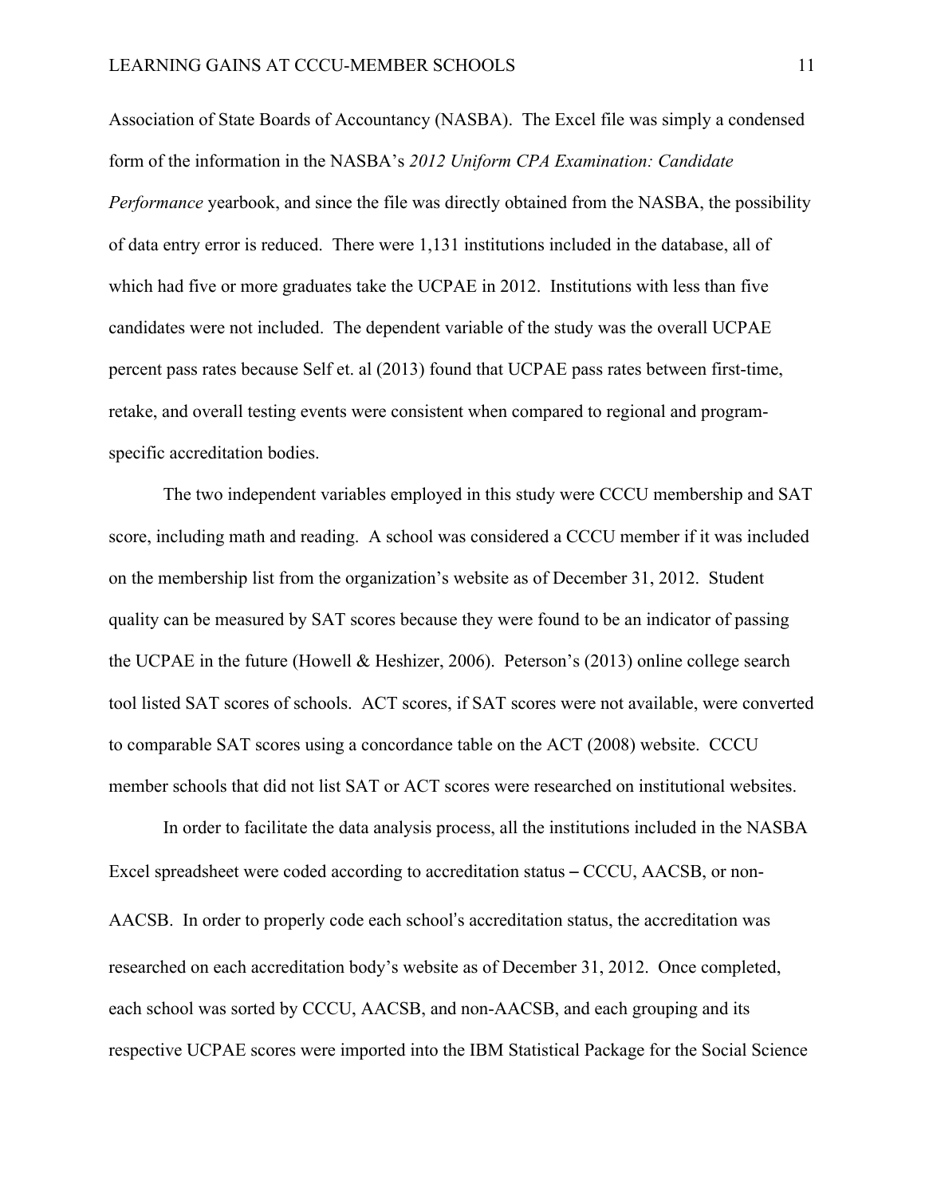Association of State Boards of Accountancy (NASBA). The Excel file was simply a condensed form of the information in the NASBA's *2012 Uniform CPA Examination: Candidate Performance* yearbook, and since the file was directly obtained from the NASBA, the possibility of data entry error is reduced. There were 1,131 institutions included in the database, all of which had five or more graduates take the UCPAE in 2012. Institutions with less than five candidates were not included. The dependent variable of the study was the overall UCPAE percent pass rates because Self et. al (2013) found that UCPAE pass rates between first-time, retake, and overall testing events were consistent when compared to regional and program-specific accreditation bodies.

The two independent variables employed in this study were CCCU membership and SAT score, including math and reading. A school was considered a CCCU member if it was included on the membership list from the organization's website as of December 31, 2012. Student quality can be measured by SAT scores because they were found to be an indicator of passing the UCPAE in the future (Howell & Heshizer, 2006). Peterson's (2013) online college search tool listed SAT scores of schools. ACT scores, if SAT scores were not available, were converted to comparable SAT scores using a concordance table on the ACT (2008) website. CCCU member schools that did not list SAT or ACT scores were researched on institutional websites.

In order to facilitate the data analysis process, all the institutions included in the NASBA Excel spreadsheet were coded according to accreditation status – CCCU, AACSB, or non-AACSB. In order to properly code each school's accreditation status, the accreditation was researched on each accreditation body's website as of December 31, 2012. Once completed, each school was sorted by CCCU, AACSB, and non-AACSB, and each grouping and its respective UCPAE scores were imported into the IBM Statistical Package for the Social Science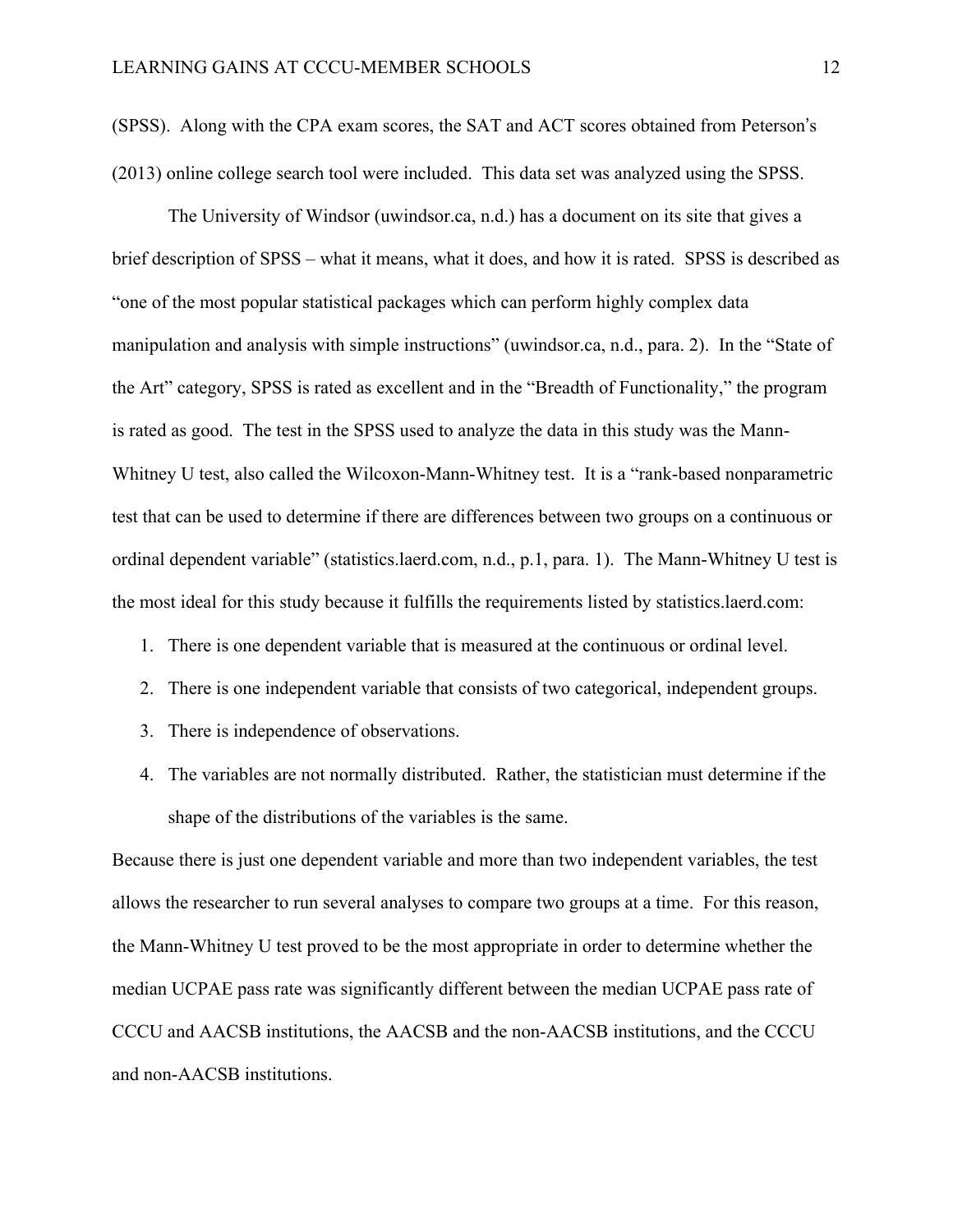(SPSS). Along with the CPA exam scores, the SAT and ACT scores obtained from Peterson's (2013) online college search tool were included. This data set was analyzed using the SPSS.

The University of Windsor (uwindsor.ca, n.d.) has a document on its site that gives a brief description of SPSS – what it means, what it does, and how it is rated. SPSS is described as "one of the most popular statistical packages which can perform highly complex data manipulation and analysis with simple instructions" (uwindsor.ca, n.d., para. 2). In the "State of the Art" category, SPSS is rated as excellent and in the "Breadth of Functionality," the program is rated as good. The test in the SPSS used to analyze the data in this study was the Mann-Whitney U test, also called the Wilcoxon-Mann-Whitney test. It is a "rank-based nonparametric test that can be used to determine if there are differences between two groups on a continuous or ordinal dependent variable" (statistics.laerd.com, n.d., p.1, para. 1). The Mann-Whitney U test is the most ideal for this study because it fulfills the requirements listed by statistics.laerd.com:

1. There is one dependent variable that is measured at the continuous or ordinal level.
2. There is one independent variable that consists of two categorical, independent groups.
3. There is independence of observations.
4. The variables are not normally distributed. Rather, the statistician must determine if the shape of the distributions of the variables is the same.

Because there is just one dependent variable and more than two independent variables, the test allows the researcher to run several analyses to compare two groups at a time. For this reason, the Mann-Whitney U test proved to be the most appropriate in order to determine whether the median UCPAE pass rate was significantly different between the median UCPAE pass rate of CCCU and AACSB institutions, the AACSB and the non-AACSB institutions, and the CCCU and non-AACSB institutions.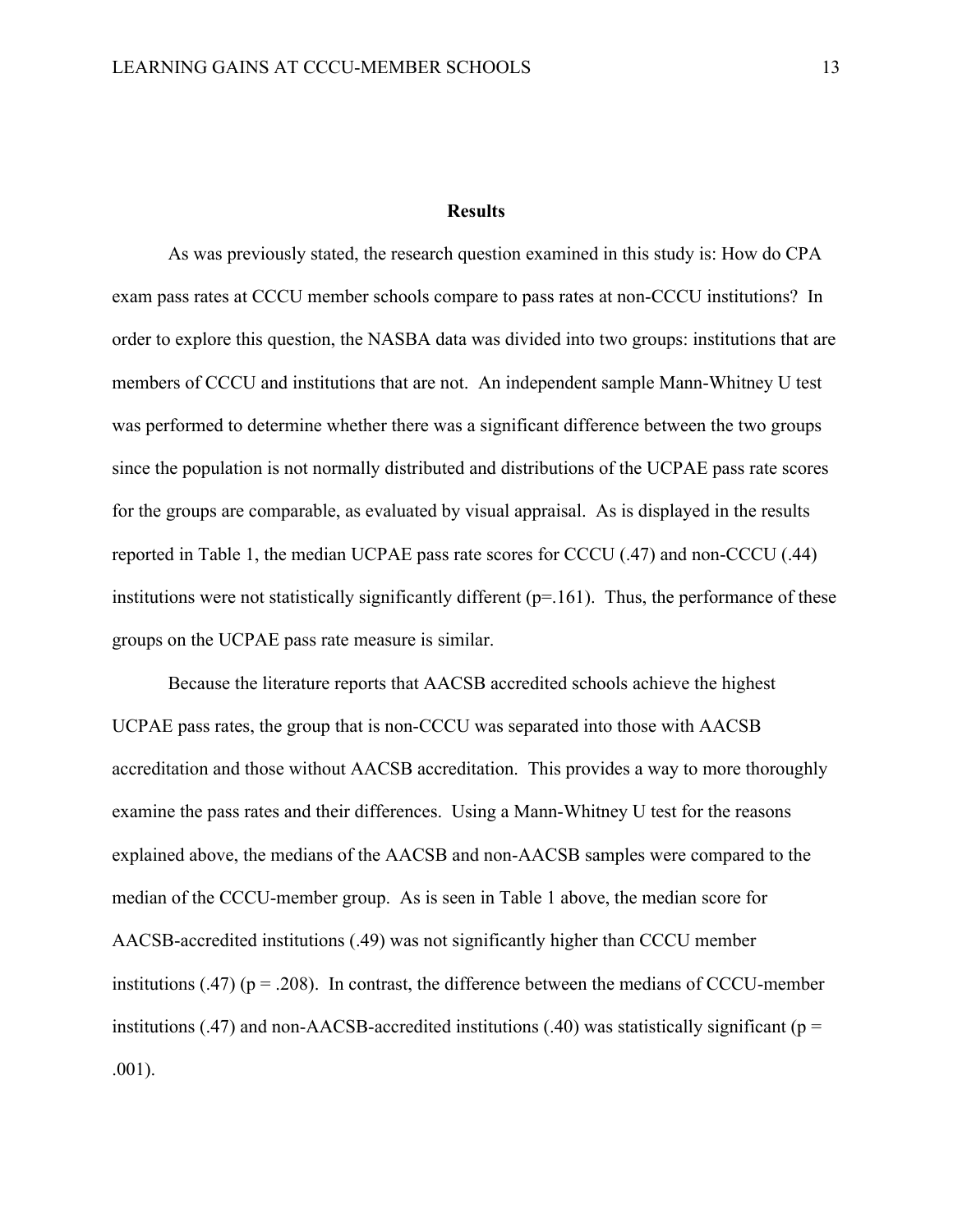## Results

As was previously stated, the research question examined in this study is: How do CPA exam pass rates at CCCU member schools compare to pass rates at non-CCCU institutions? In order to explore this question, the NASBA data was divided into two groups: institutions that are members of CCCU and institutions that are not. An independent sample Mann-Whitney U test was performed to determine whether there was a significant difference between the two groups since the population is not normally distributed and distributions of the UCPAE pass rate scores for the groups are comparable, as evaluated by visual appraisal. As is displayed in the results reported in Table 1, the median UCPAE pass rate scores for CCCU (.47) and non-CCCU (.44) institutions were not statistically significantly different ($p=.161$). Thus, the performance of these groups on the UCPAE pass rate measure is similar.

Because the literature reports that AACSB accredited schools achieve the highest UCPAE pass rates, the group that is non-CCCU was separated into those with AACSB accreditation and those without AACSB accreditation. This provides a way to more thoroughly examine the pass rates and their differences. Using a Mann-Whitney U test for the reasons explained above, the medians of the AACSB and non-AACSB samples were compared to the median of the CCCU-member group. As is seen in Table 1 above, the median score for AACSB-accredited institutions (.49) was not significantly higher than CCCU member institutions (.47) ($p = .208$). In contrast, the difference between the medians of CCCU-member institutions (.47) and non-AACSB-accredited institutions (.40) was statistically significant ($p = .001$).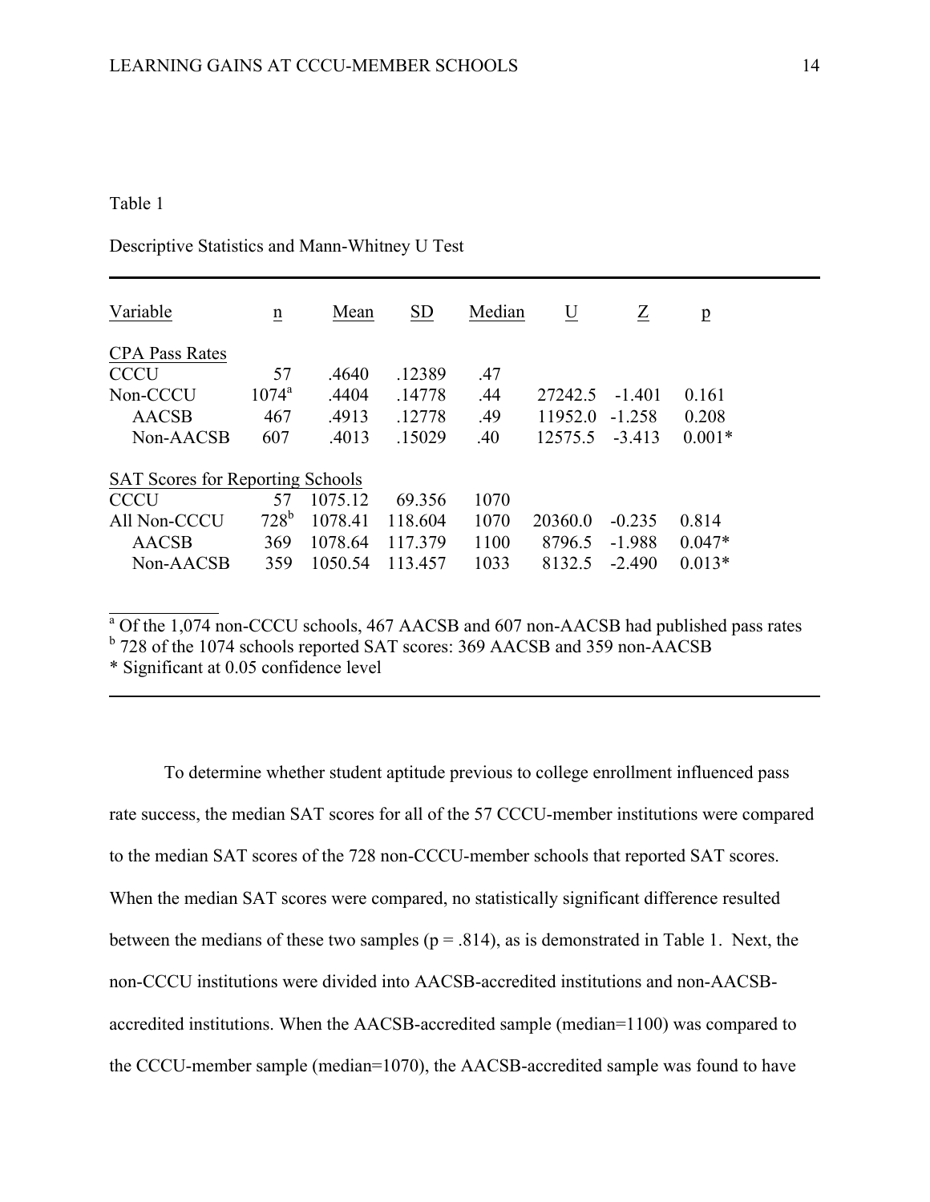Table 1

Descriptive Statistics and Mann-Whitney U Test

| Variable | n | Mean | SD | Median | U | Z | p |
|---|---|---|---|---|---|---|---|
| CPA Pass Rates | | | | | | | |
| CCCU | 57 | .4640 | .12389 | .47 | | | |
| Non-CCCU | 1074[a] | .4404 | .14778 | .44 | 27242.5 | -1.401 | 0.161 |
| AACSB | 467 | .4913 | .12778 | .49 | 11952.0 | -1.258 | 0.208 |
| Non-AACSB | 607 | .4013 | .15029 | .40 | 12575.5 | -3.413 | 0.001* |
| SAT Scores for Reporting Schools | | | | | | | |
| CCCU | 57 | 1075.12 | 69.356 | 1070 | | | |
| All Non-CCCU | 728[b] | 1078.41 | 118.604 | 1070 | 20360.0 | -0.235 | 0.814 |
| AACSB | 369 | 1078.64 | 117.379 | 1100 | 8796.5 | -1.988 | 0.047* |
| Non-AACSB | 359 | 1050.54 | 113.457 | 1033 | 8132.5 | -2.490 | 0.013* |

[a] Of the 1,074 non-CCCU schools, 467 AACSB and 607 non-AACSB had published pass rates
[b] 728 of the 1074 schools reported SAT scores: 369 AACSB and 359 non-AACSB
* Significant at 0.05 confidence level

To determine whether student aptitude previous to college enrollment influenced pass rate success, the median SAT scores for all of the 57 CCCU-member institutions were compared to the median SAT scores of the 728 non-CCCU-member schools that reported SAT scores. When the median SAT scores were compared, no statistically significant difference resulted between the medians of these two samples ($p = .814$), as is demonstrated in Table 1. Next, the non-CCCU institutions were divided into AACSB-accredited institutions and non-AACSB-accredited institutions. When the AACSB-accredited sample (median=1100) was compared to the CCCU-member sample (median=1070), the AACSB-accredited sample was found to have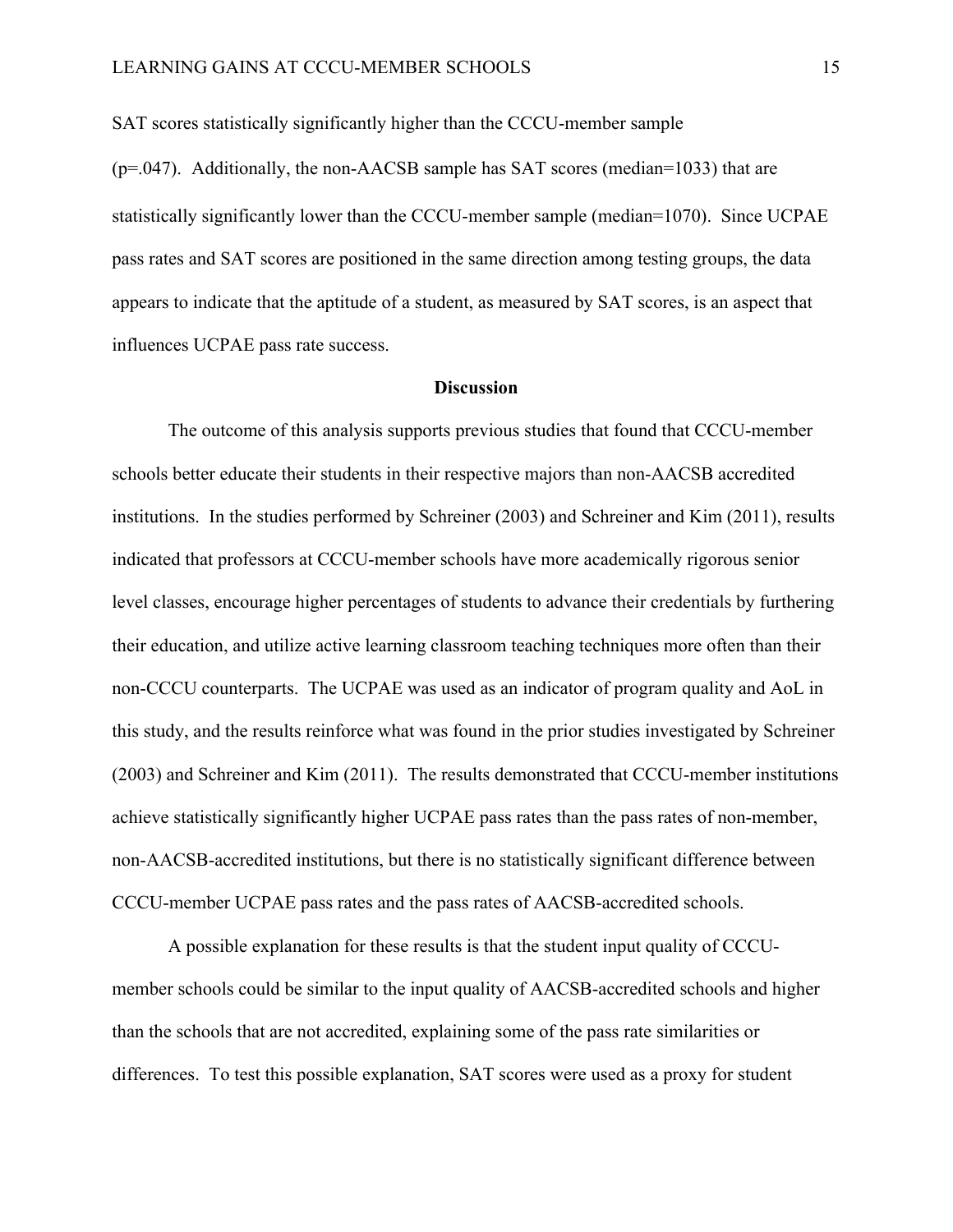SAT scores statistically significantly higher than the CCCU-member sample ($p=.047$). Additionally, the non-AACSB sample has SAT scores (median=1033) that are statistically significantly lower than the CCCU-member sample (median=1070). Since UCPAE pass rates and SAT scores are positioned in the same direction among testing groups, the data appears to indicate that the aptitude of a student, as measured by SAT scores, is an aspect that influences UCPAE pass rate success.

## Discussion

The outcome of this analysis supports previous studies that found that CCCU-member schools better educate their students in their respective majors than non-AACSB accredited institutions. In the studies performed by Schreiner (2003) and Schreiner and Kim (2011), results indicated that professors at CCCU-member schools have more academically rigorous senior level classes, encourage higher percentages of students to advance their credentials by furthering their education, and utilize active learning classroom teaching techniques more often than their non-CCCU counterparts. The UCPAE was used as an indicator of program quality and AoL in this study, and the results reinforce what was found in the prior studies investigated by Schreiner (2003) and Schreiner and Kim (2011). The results demonstrated that CCCU-member institutions achieve statistically significantly higher UCPAE pass rates than the pass rates of non-member, non-AACSB-accredited institutions, but there is no statistically significant difference between CCCU-member UCPAE pass rates and the pass rates of AACSB-accredited schools.

A possible explanation for these results is that the student input quality of CCCU-member schools could be similar to the input quality of AACSB-accredited schools and higher than the schools that are not accredited, explaining some of the pass rate similarities or differences. To test this possible explanation, SAT scores were used as a proxy for student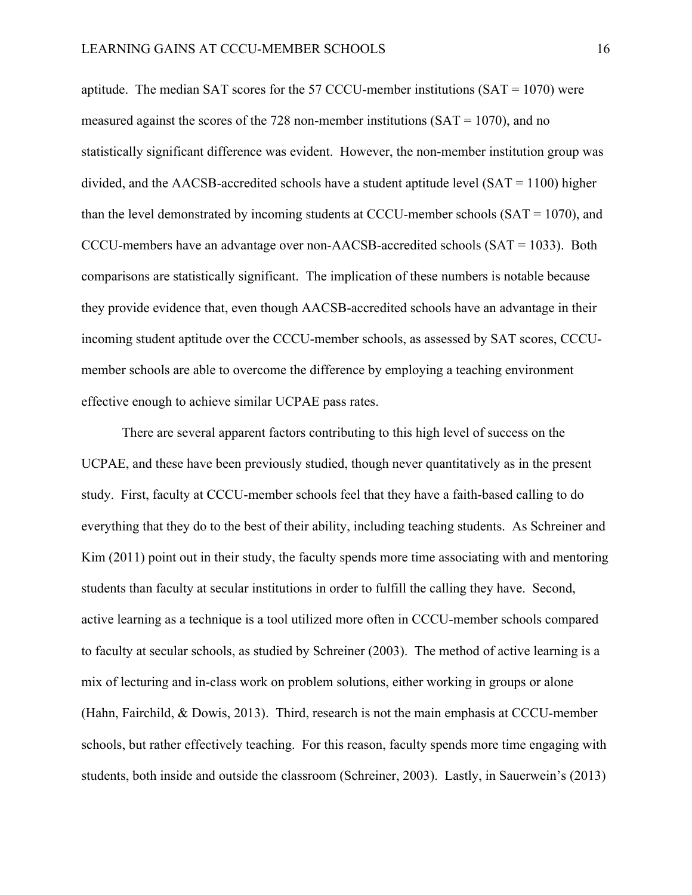aptitude. The median SAT scores for the 57 CCCU-member institutions (SAT = 1070) were measured against the scores of the 728 non-member institutions (SAT = 1070), and no statistically significant difference was evident. However, the non-member institution group was divided, and the AACSB-accredited schools have a student aptitude level (SAT = 1100) higher than the level demonstrated by incoming students at CCCU-member schools (SAT = 1070), and CCCU-members have an advantage over non-AACSB-accredited schools (SAT = 1033). Both comparisons are statistically significant. The implication of these numbers is notable because they provide evidence that, even though AACSB-accredited schools have an advantage in their incoming student aptitude over the CCCU-member schools, as assessed by SAT scores, CCCU-member schools are able to overcome the difference by employing a teaching environment effective enough to achieve similar UCPAE pass rates.

There are several apparent factors contributing to this high level of success on the UCPAE, and these have been previously studied, though never quantitatively as in the present study. First, faculty at CCCU-member schools feel that they have a faith-based calling to do everything that they do to the best of their ability, including teaching students. As Schreiner and Kim (2011) point out in their study, the faculty spends more time associating with and mentoring students than faculty at secular institutions in order to fulfill the calling they have. Second, active learning as a technique is a tool utilized more often in CCCU-member schools compared to faculty at secular schools, as studied by Schreiner (2003). The method of active learning is a mix of lecturing and in-class work on problem solutions, either working in groups or alone (Hahn, Fairchild, & Dowis, 2013). Third, research is not the main emphasis at CCCU-member schools, but rather effectively teaching. For this reason, faculty spends more time engaging with students, both inside and outside the classroom (Schreiner, 2003). Lastly, in Sauerwein's (2013)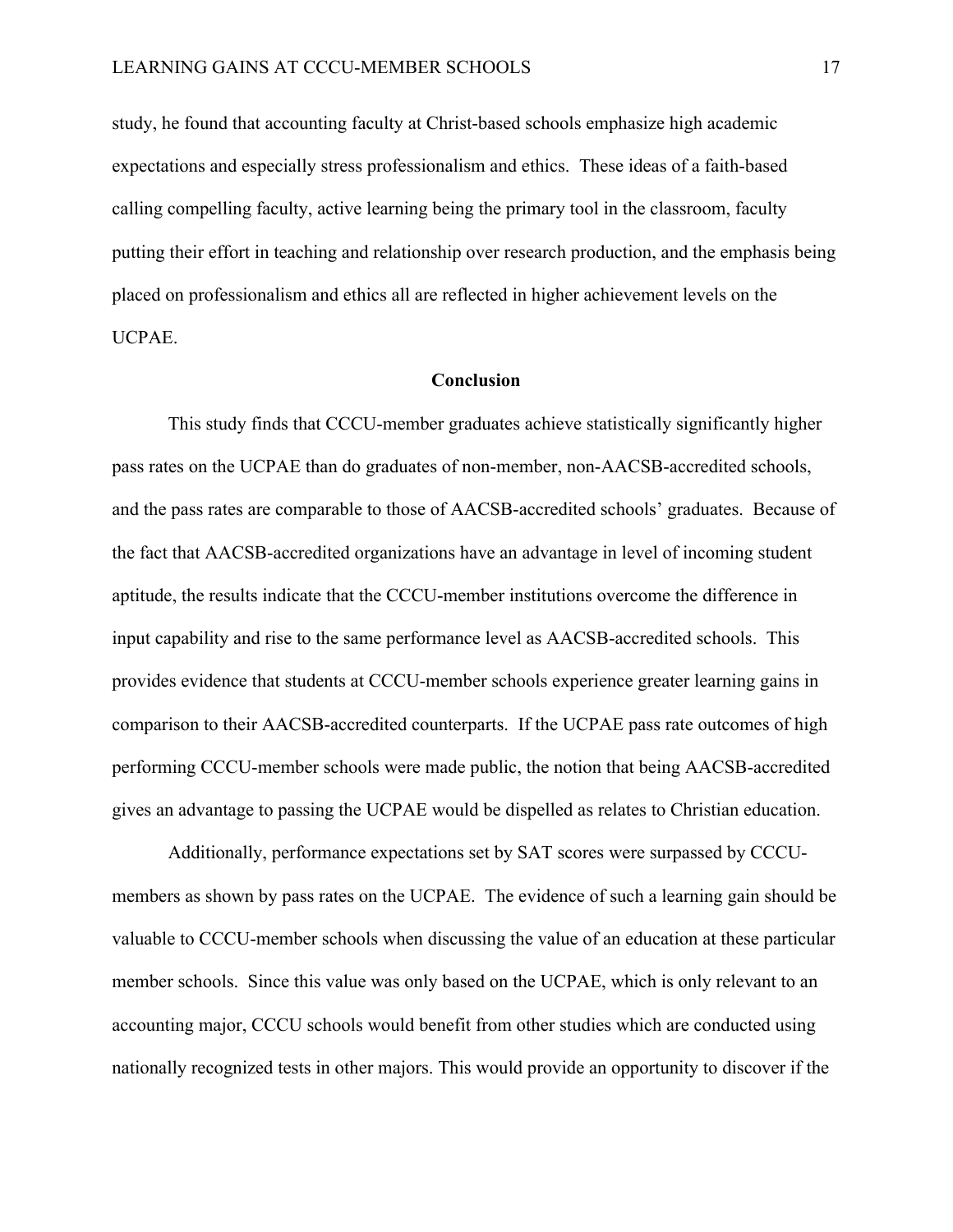study, he found that accounting faculty at Christ-based schools emphasize high academic expectations and especially stress professionalism and ethics. These ideas of a faith-based calling compelling faculty, active learning being the primary tool in the classroom, faculty putting their effort in teaching and relationship over research production, and the emphasis being placed on professionalism and ethics all are reflected in higher achievement levels on the UCPAE.

## Conclusion

This study finds that CCCU-member graduates achieve statistically significantly higher pass rates on the UCPAE than do graduates of non-member, non-AACSB-accredited schools, and the pass rates are comparable to those of AACSB-accredited schools' graduates. Because of the fact that AACSB-accredited organizations have an advantage in level of incoming student aptitude, the results indicate that the CCCU-member institutions overcome the difference in input capability and rise to the same performance level as AACSB-accredited schools. This provides evidence that students at CCCU-member schools experience greater learning gains in comparison to their AACSB-accredited counterparts. If the UCPAE pass rate outcomes of high performing CCCU-member schools were made public, the notion that being AACSB-accredited gives an advantage to passing the UCPAE would be dispelled as relates to Christian education.

Additionally, performance expectations set by SAT scores were surpassed by CCCU-members as shown by pass rates on the UCPAE. The evidence of such a learning gain should be valuable to CCCU-member schools when discussing the value of an education at these particular member schools. Since this value was only based on the UCPAE, which is only relevant to an accounting major, CCCU schools would benefit from other studies which are conducted using nationally recognized tests in other majors. This would provide an opportunity to discover if the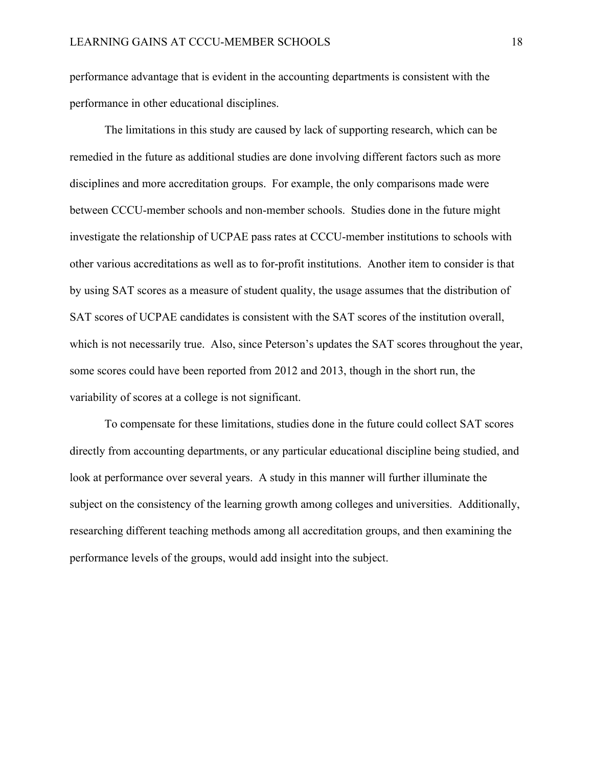performance advantage that is evident in the accounting departments is consistent with the performance in other educational disciplines.

The limitations in this study are caused by lack of supporting research, which can be remedied in the future as additional studies are done involving different factors such as more disciplines and more accreditation groups. For example, the only comparisons made were between CCCU-member schools and non-member schools. Studies done in the future might investigate the relationship of UCPAE pass rates at CCCU-member institutions to schools with other various accreditations as well as to for-profit institutions. Another item to consider is that by using SAT scores as a measure of student quality, the usage assumes that the distribution of SAT scores of UCPAE candidates is consistent with the SAT scores of the institution overall, which is not necessarily true. Also, since Peterson's updates the SAT scores throughout the year, some scores could have been reported from 2012 and 2013, though in the short run, the variability of scores at a college is not significant.

To compensate for these limitations, studies done in the future could collect SAT scores directly from accounting departments, or any particular educational discipline being studied, and look at performance over several years. A study in this manner will further illuminate the subject on the consistency of the learning growth among colleges and universities. Additionally, researching different teaching methods among all accreditation groups, and then examining the performance levels of the groups, would add insight into the subject.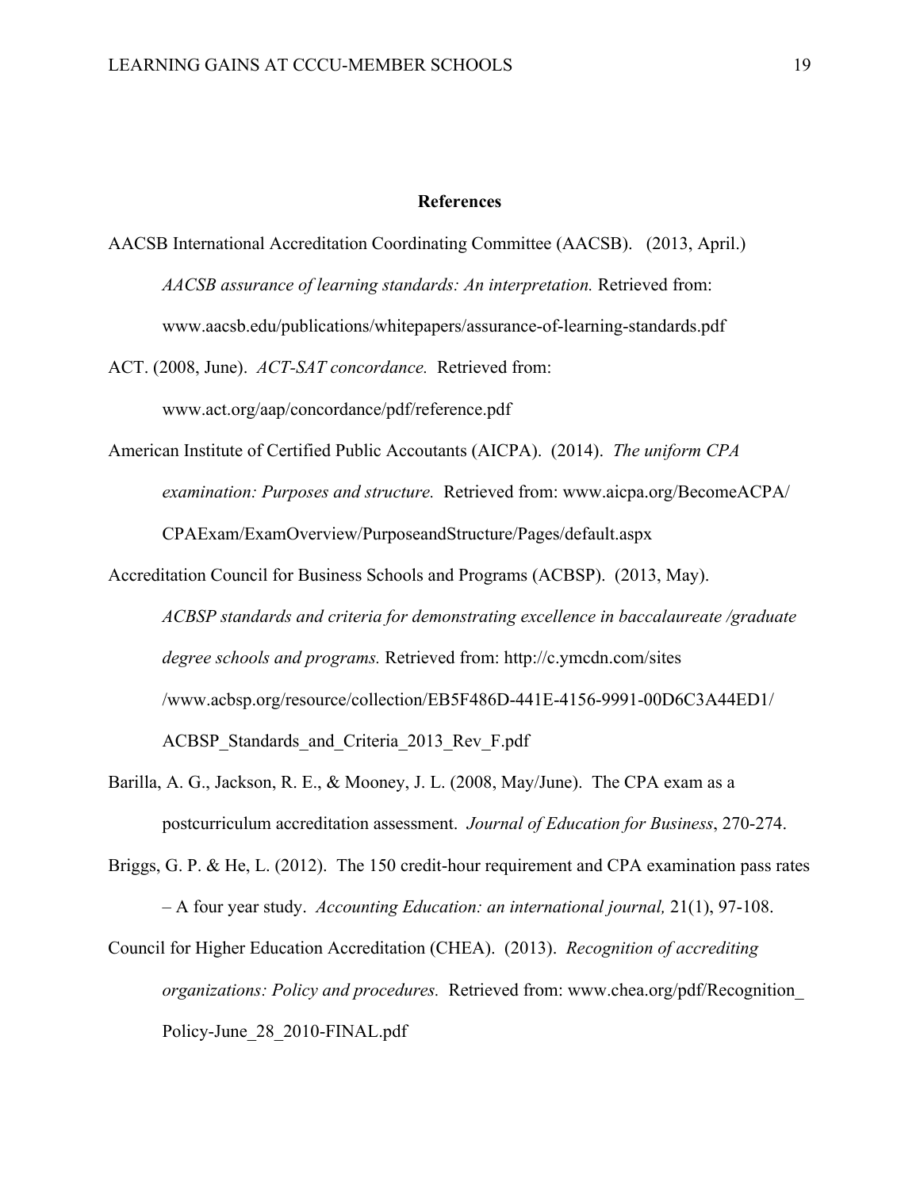## References

AACSB International Accreditation Coordinating Committee (AACSB). (2013, April.) *AACSB assurance of learning standards: An interpretation.* Retrieved from: www.aacsb.edu/publications/whitepapers/assurance-of-learning-standards.pdf

ACT. (2008, June). *ACT-SAT concordance.* Retrieved from: www.act.org/aap/concordance/pdf/reference.pdf

American Institute of Certified Public Accoutants (AICPA). (2014). *The uniform CPA examination: Purposes and structure.* Retrieved from: www.aicpa.org/BecomeACPA/CPAExam/ExamOverview/PurposeandStructure/Pages/default.aspx

Accreditation Council for Business Schools and Programs (ACBSP). (2013, May). *ACBSP standards and criteria for demonstrating excellence in baccalaureate /graduate degree schools and programs.* Retrieved from: http://c.ymcdn.com/sites/www.acbsp.org/resource/collection/EB5F486D-441E-4156-9991-00D6C3A44ED1/ACBSP_Standards_and_Criteria_2013_Rev_F.pdf

Barilla, A. G., Jackson, R. E., & Mooney, J. L. (2008, May/June). The CPA exam as a postcurriculum accreditation assessment. *Journal of Education for Business*, 270-274.

Briggs, G. P. & He, L. (2012). The 150 credit-hour requirement and CPA examination pass rates – A four year study. *Accounting Education: an international journal,* 21(1), 97-108.

Council for Higher Education Accreditation (CHEA). (2013). *Recognition of accrediting organizations: Policy and procedures.* Retrieved from: www.chea.org/pdf/Recognition_Policy-June_28_2010-FINAL.pdf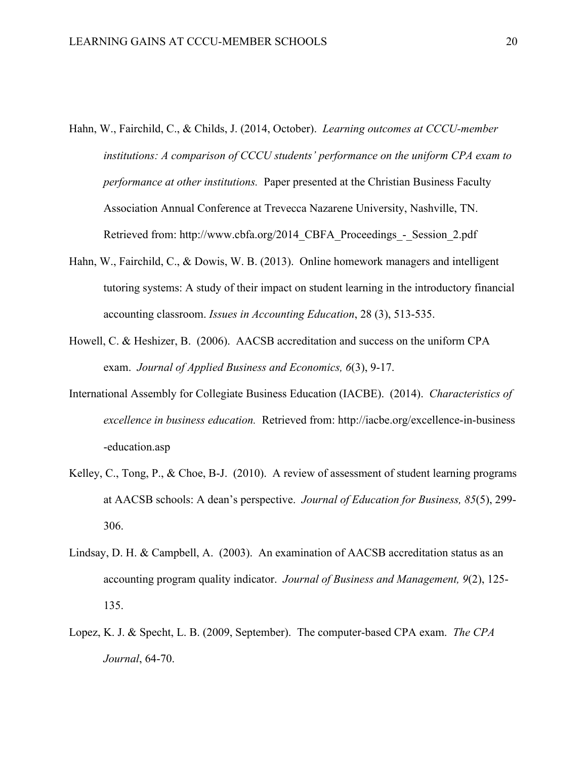Hahn, W., Fairchild, C., & Childs, J. (2014, October). *Learning outcomes at CCCU-member institutions: A comparison of CCCU students' performance on the uniform CPA exam to performance at other institutions.* Paper presented at the Christian Business Faculty Association Annual Conference at Trevecca Nazarene University, Nashville, TN. Retrieved from: http://www.cbfa.org/2014_CBFA_Proceedings_-_Session_2.pdf

Hahn, W., Fairchild, C., & Dowis, W. B. (2013). Online homework managers and intelligent tutoring systems: A study of their impact on student learning in the introductory financial accounting classroom. *Issues in Accounting Education*, 28 (3), 513-535.

Howell, C. & Heshizer, B. (2006). AACSB accreditation and success on the uniform CPA exam. *Journal of Applied Business and Economics, 6*(3), 9-17.

International Assembly for Collegiate Business Education (IACBE). (2014). *Characteristics of excellence in business education.* Retrieved from: http://iacbe.org/excellence-in-business-education.asp

Kelley, C., Tong, P., & Choe, B-J. (2010). A review of assessment of student learning programs at AACSB schools: A dean's perspective. *Journal of Education for Business, 85*(5), 299-306.

Lindsay, D. H. & Campbell, A. (2003). An examination of AACSB accreditation status as an accounting program quality indicator. *Journal of Business and Management, 9*(2), 125-135.

Lopez, K. J. & Specht, L. B. (2009, September). The computer-based CPA exam. *The CPA Journal*, 64-70.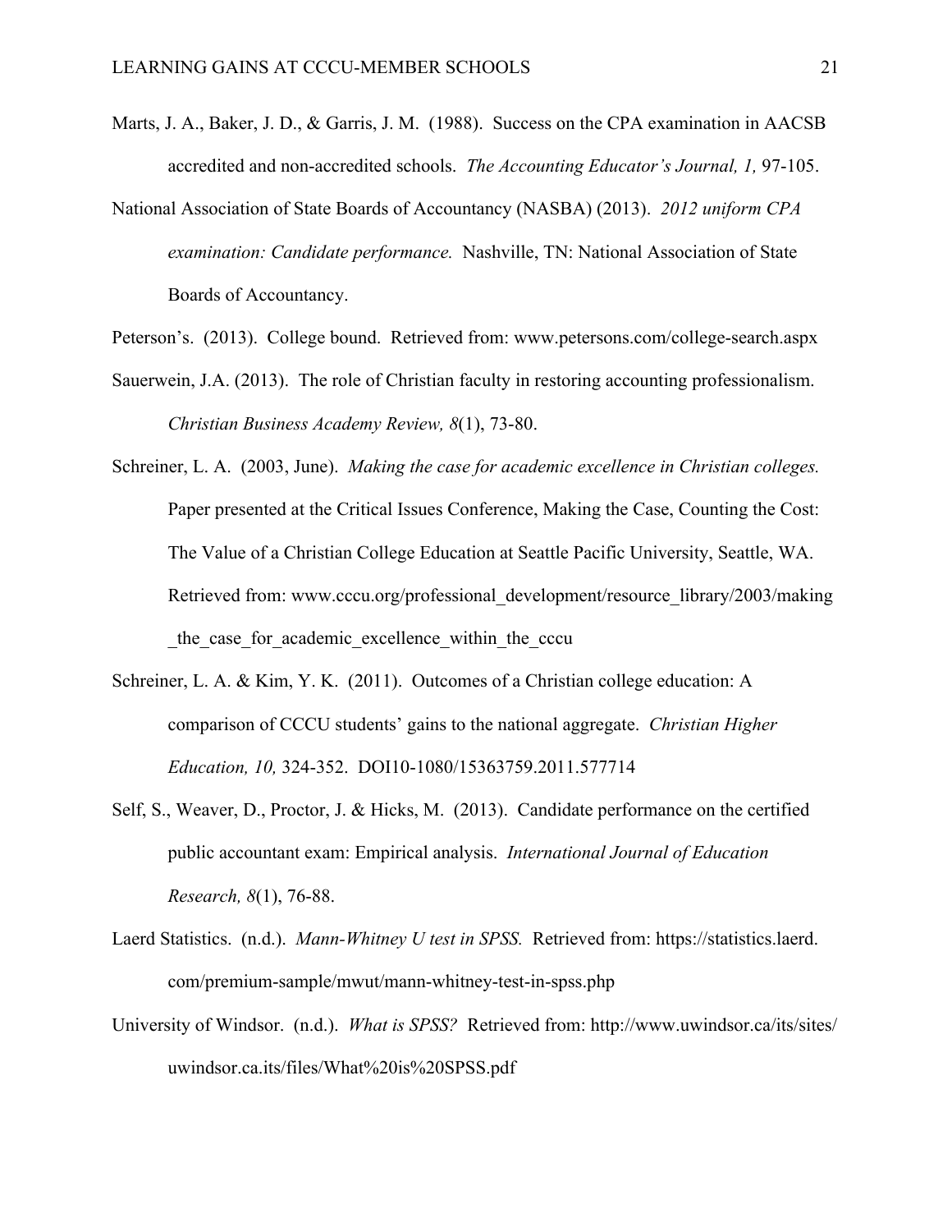Marts, J. A., Baker, J. D., & Garris, J. M. (1988). Success on the CPA examination in AACSB accredited and non-accredited schools. *The Accounting Educator's Journal, 1,* 97-105.

National Association of State Boards of Accountancy (NASBA) (2013). *2012 uniform CPA examination: Candidate performance.* Nashville, TN: National Association of State Boards of Accountancy.

Peterson's. (2013). College bound. Retrieved from: www.petersons.com/college-search.aspx

Sauerwein, J.A. (2013). The role of Christian faculty in restoring accounting professionalism. *Christian Business Academy Review, 8*(1), 73-80.

Schreiner, L. A. (2003, June). *Making the case for academic excellence in Christian colleges.* Paper presented at the Critical Issues Conference, Making the Case, Counting the Cost: The Value of a Christian College Education at Seattle Pacific University, Seattle, WA. Retrieved from: www.cccu.org/professional_development/resource_library/2003/making_the_case_for_academic_excellence_within_the_cccu

Schreiner, L. A. & Kim, Y. K. (2011). Outcomes of a Christian college education: A comparison of CCCU students' gains to the national aggregate. *Christian Higher Education, 10,* 324-352. DOI10-1080/15363759.2011.577714

Self, S., Weaver, D., Proctor, J. & Hicks, M. (2013). Candidate performance on the certified public accountant exam: Empirical analysis. *International Journal of Education Research, 8*(1), 76-88.

Laerd Statistics. (n.d.). *Mann-Whitney U test in SPSS.* Retrieved from: https://statistics.laerd.com/premium-sample/mwut/mann-whitney-test-in-spss.php

University of Windsor. (n.d.). *What is SPSS?* Retrieved from: http://www.uwindsor.ca/its/sites/uwindsor.ca.its/files/What%20is%20SPSS.pdf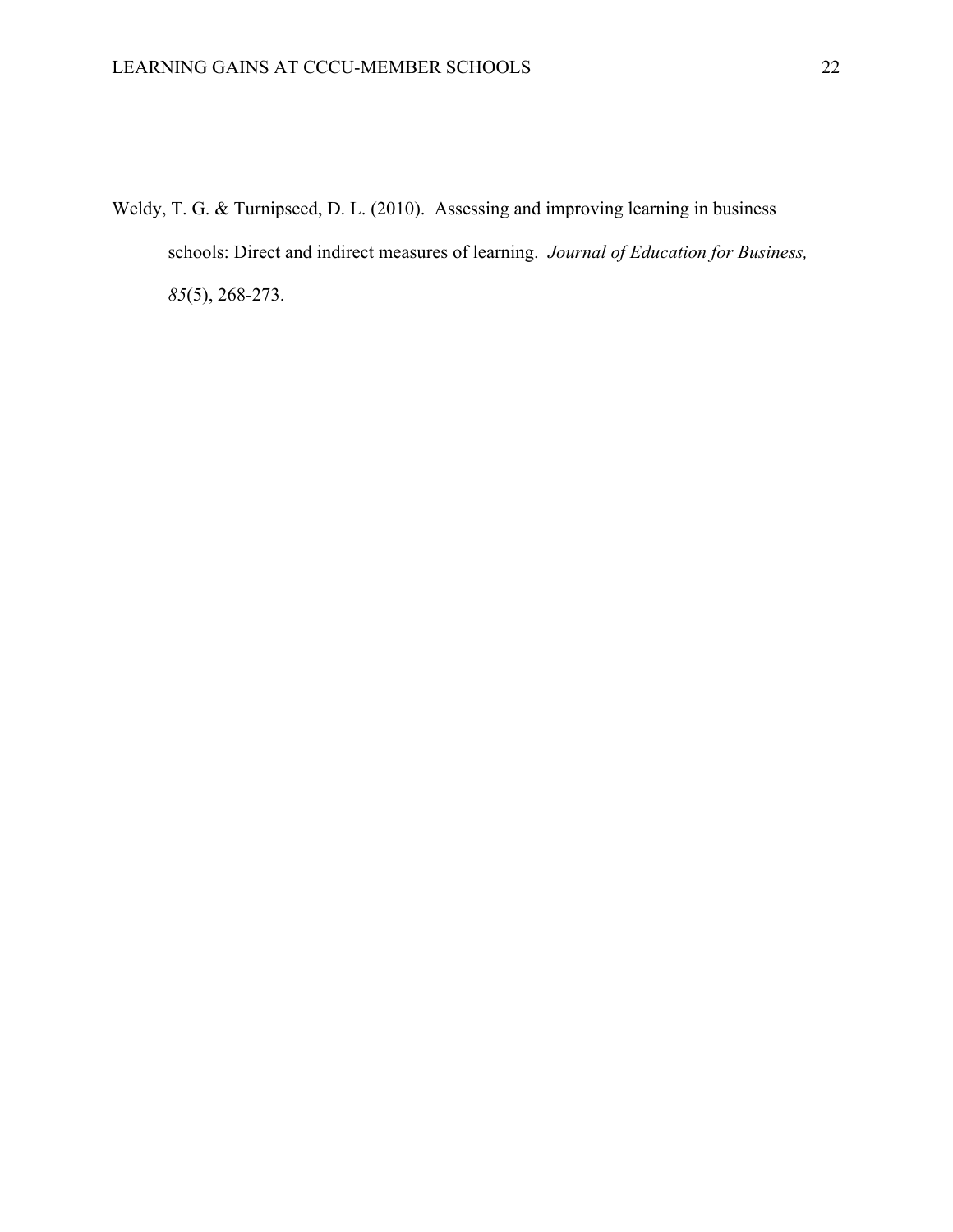Weldy, T. G. & Turnipseed, D. L. (2010). Assessing and improving learning in business schools: Direct and indirect measures of learning. *Journal of Education for Business, 85*(5), 268-273.